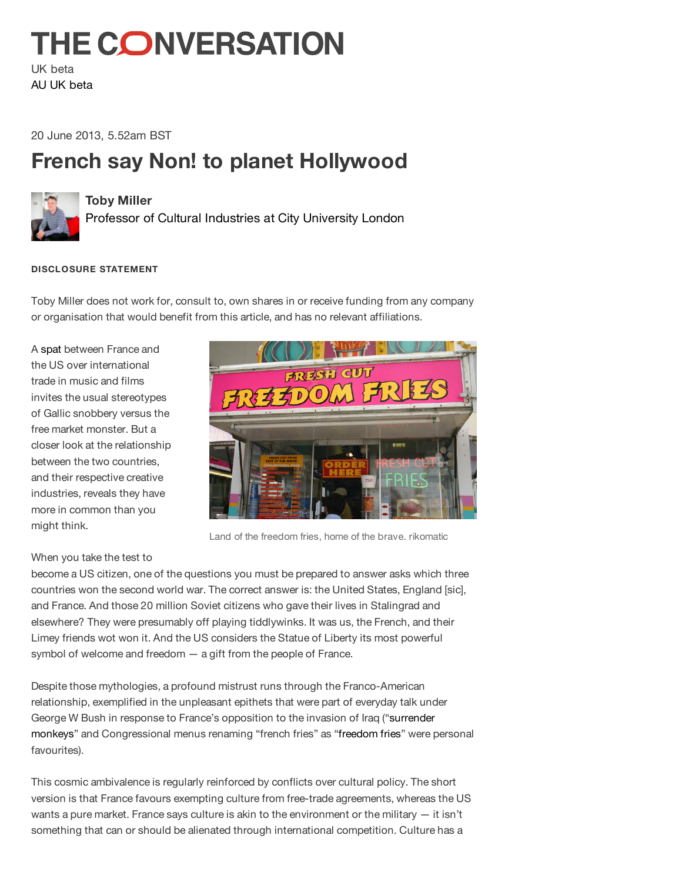# THE CONVERSATION

UK beta

AU UK beta

20 June 2013, 5.52am BST

## French say Non! to planet Hollywood

**Toby Miller**

Professor of Cultural Industries at City University London

**DISCLOSURE STATEMENT**

Toby Miller does not work for, consult to, own shares in or receive funding from any company or organisation that would benefit from this article, and has no relevant affiliations.

A spat between France and the US over international trade in music and films invites the usual stereotypes of Gallic snobbery versus the free market monster. But a closer look at the relationship between the two countries, and their respective creative industries, reveals they have more in common than you might think.

Land of the freedom fries, home of the brave. rikomatic

When you take the test to become a US citizen, one of the questions you must be prepared to answer asks which three countries won the second world war. The correct answer is: the United States, England [sic], and France. And those 20 million Soviet citizens who gave their lives in Stalingrad and elsewhere? They were presumably off playing tiddlywinks. It was us, the French, and their Limey friends wot won it. And the US considers the Statue of Liberty its most powerful symbol of welcome and freedom — a gift from the people of France.

Despite those mythologies, a profound mistrust runs through the Franco-American relationship, exemplified in the unpleasant epithets that were part of everyday talk under George W Bush in response to France's opposition to the invasion of Iraq ("surrender monkeys" and Congressional menus renaming "french fries" as "freedom fries" were personal favourites).

This cosmic ambivalence is regularly reinforced by conflicts over cultural policy. The short version is that France favours exempting culture from free-trade agreements, whereas the US wants a pure market. France says culture is akin to the environment or the military — it isn't something that can or should be alienated through international competition. Culture has a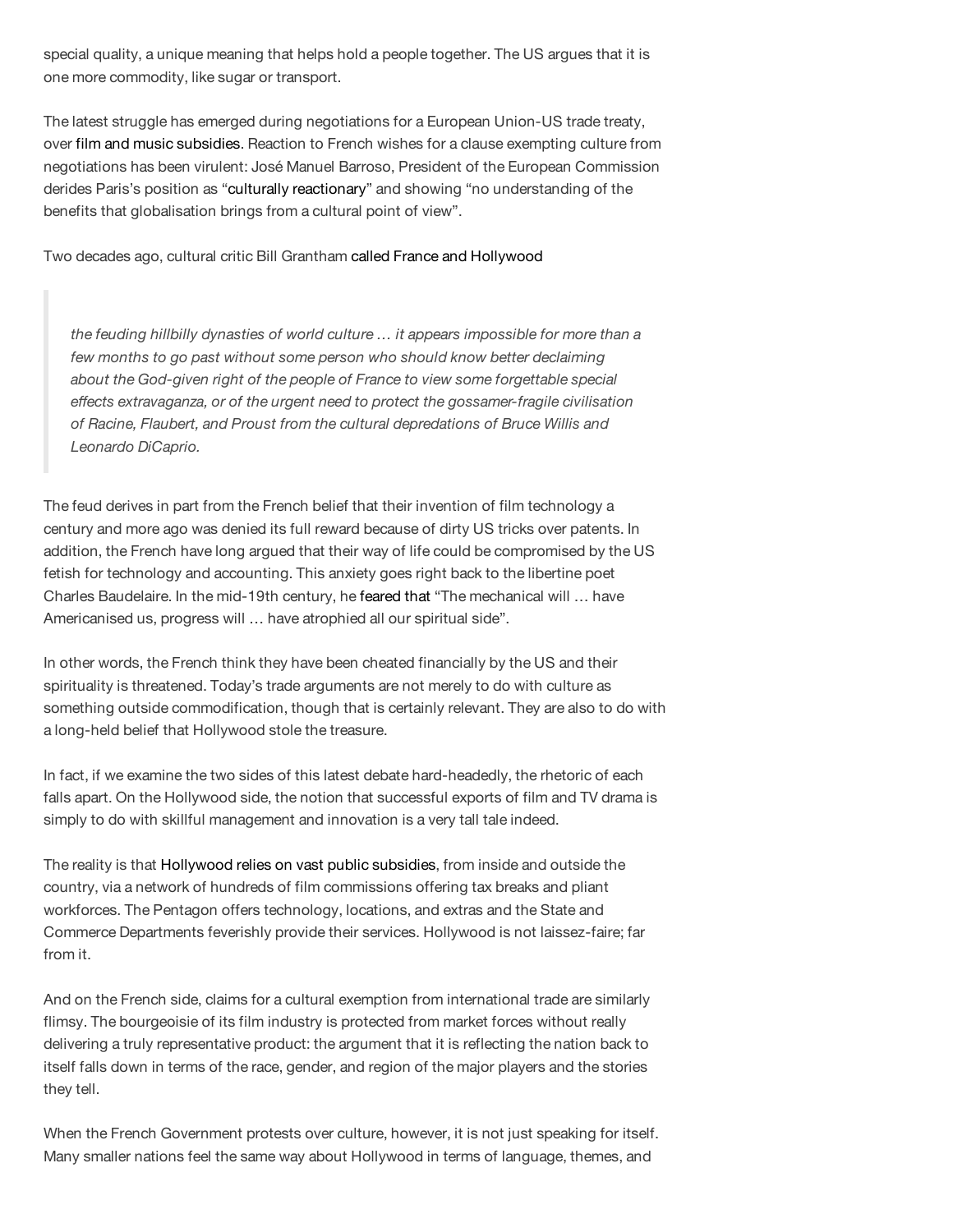special quality, a unique meaning that helps hold a people together. The US argues that it is one more commodity, like sugar or transport.

The latest struggle has emerged during negotiations for a European Union-US trade treaty, over film and music subsidies. Reaction to French wishes for a clause exempting culture from negotiations has been virulent: José Manuel Barroso, President of the European Commission derides Paris's position as "culturally reactionary" and showing "no understanding of the benefits that globalisation brings from a cultural point of view".

Two decades ago, cultural critic Bill Grantham called France and Hollywood

> *the feuding hillbilly dynasties of world culture … it appears impossible for more than a few months to go past without some person who should know better declaiming about the God-given right of the people of France to view some forgettable special effects extravaganza, or of the urgent need to protect the gossamer-fragile civilisation of Racine, Flaubert, and Proust from the cultural depredations of Bruce Willis and Leonardo DiCaprio.*

The feud derives in part from the French belief that their invention of film technology a century and more ago was denied its full reward because of dirty US tricks over patents. In addition, the French have long argued that their way of life could be compromised by the US fetish for technology and accounting. This anxiety goes right back to the libertine poet Charles Baudelaire. In the mid-19th century, he feared that "The mechanical will … have Americanised us, progress will … have atrophied all our spiritual side".

In other words, the French think they have been cheated financially by the US and their spirituality is threatened. Today's trade arguments are not merely to do with culture as something outside commodification, though that is certainly relevant. They are also to do with a long-held belief that Hollywood stole the treasure.

In fact, if we examine the two sides of this latest debate hard-headedly, the rhetoric of each falls apart. On the Hollywood side, the notion that successful exports of film and TV drama is simply to do with skillful management and innovation is a very tall tale indeed.

The reality is that Hollywood relies on vast public subsidies, from inside and outside the country, via a network of hundreds of film commissions offering tax breaks and pliant workforces. The Pentagon offers technology, locations, and extras and the State and Commerce Departments feverishly provide their services. Hollywood is not laissez-faire; far from it.

And on the French side, claims for a cultural exemption from international trade are similarly flimsy. The bourgeoisie of its film industry is protected from market forces without really delivering a truly representative product: the argument that it is reflecting the nation back to itself falls down in terms of the race, gender, and region of the major players and the stories they tell.

When the French Government protests over culture, however, it is not just speaking for itself. Many smaller nations feel the same way about Hollywood in terms of language, themes, and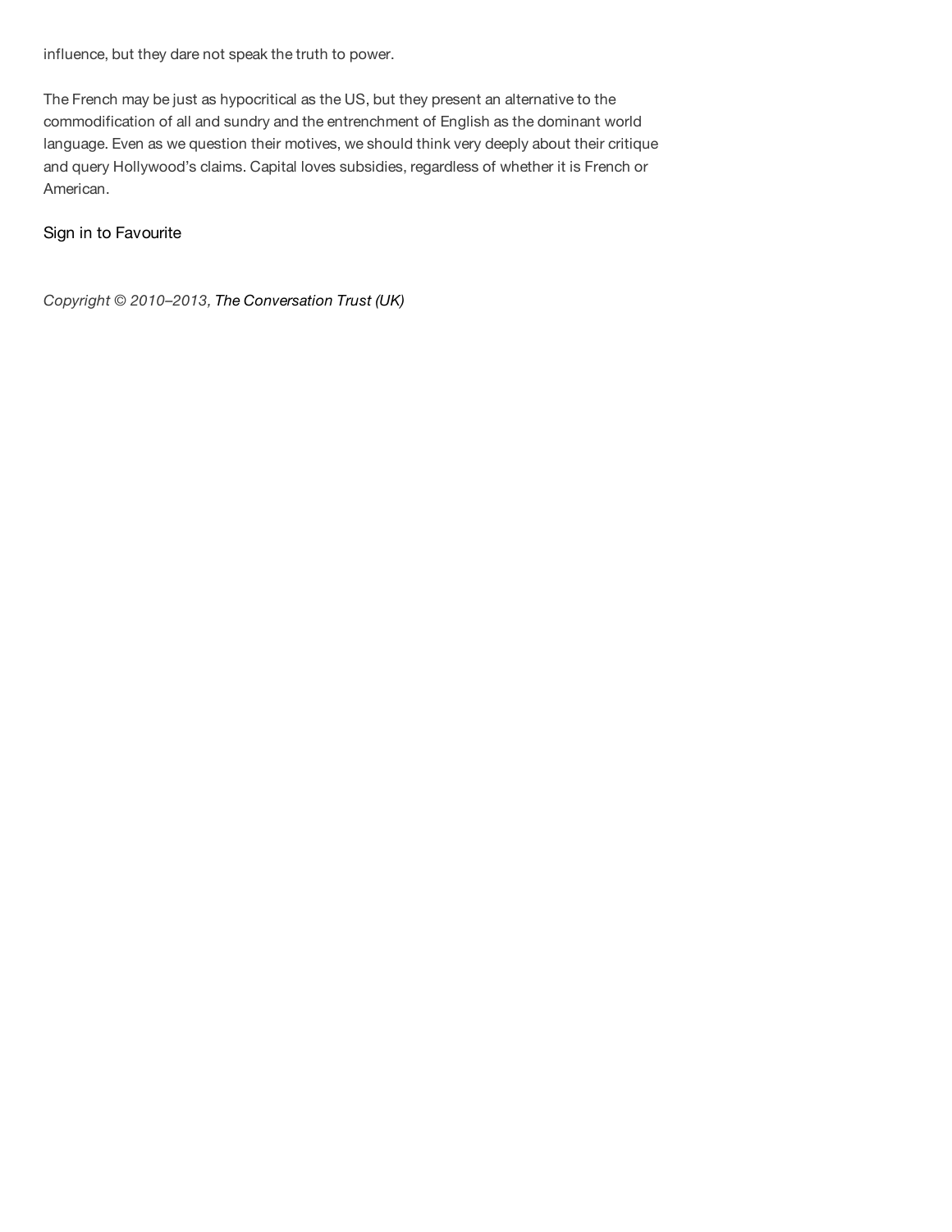influence, but they dare not speak the truth to power.

The French may be just as hypocritical as the US, but they present an alternative to the commodification of all and sundry and the entrenchment of English as the dominant world language. Even as we question their motives, we should think very deeply about their critique and query Hollywood's claims. Capital loves subsidies, regardless of whether it is French or American.

Sign in to Favourite

*Copyright © 2010–2013, The Conversation Trust (UK)*